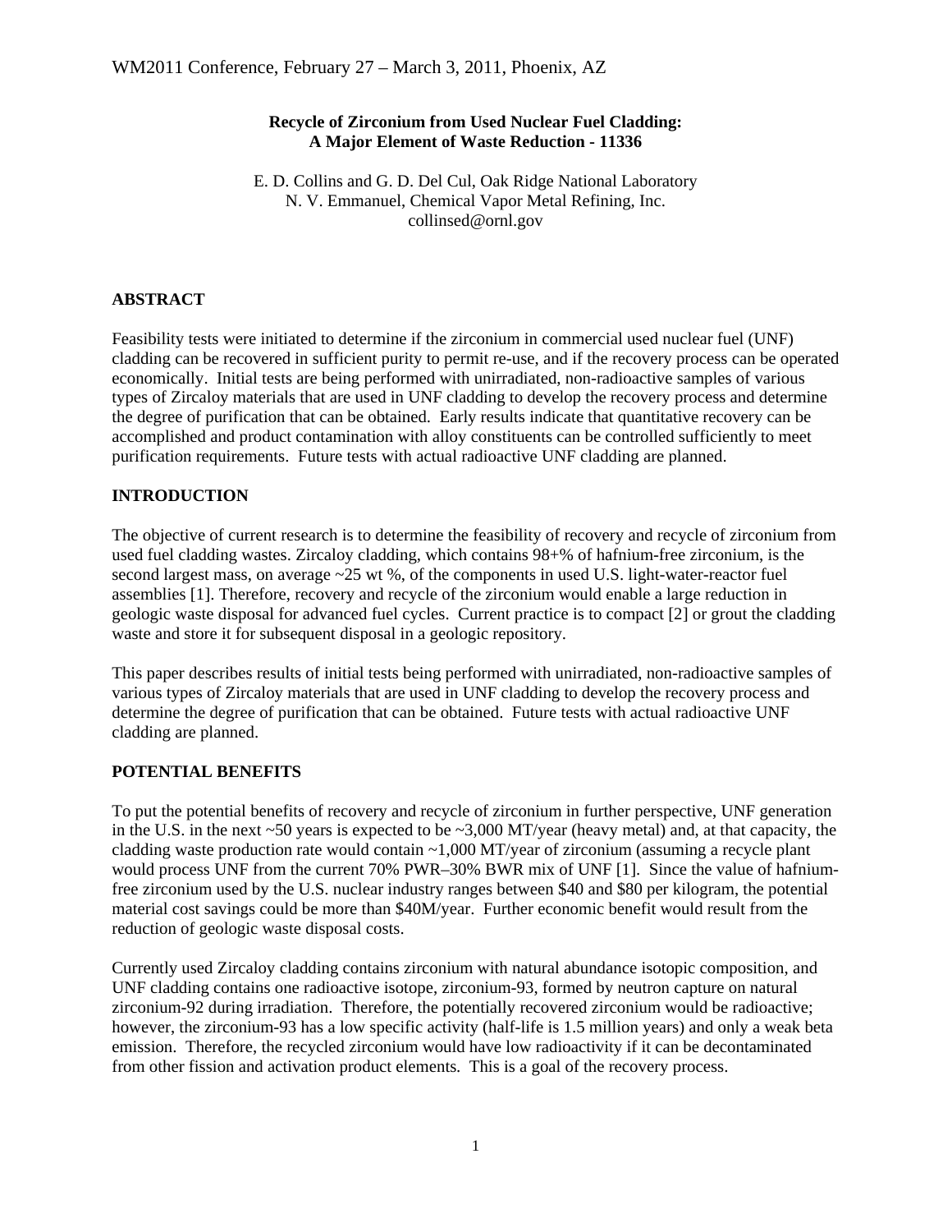# Recycle of Zirconium from Used Nuclear Fuel Cladding: A Major Element of Waste Reduction - 11336

E. D. Collins and G. D. Del Cul, Oak Ridge National Laboratory
N. V. Emmanuel, Chemical Vapor Metal Refining, Inc.
collinsed@ornl.gov

## ABSTRACT

Feasibility tests were initiated to determine if the zirconium in commercial used nuclear fuel (UNF) cladding can be recovered in sufficient purity to permit re-use, and if the recovery process can be operated economically. Initial tests are being performed with unirradiated, non-radioactive samples of various types of Zircaloy materials that are used in UNF cladding to develop the recovery process and determine the degree of purification that can be obtained. Early results indicate that quantitative recovery can be accomplished and product contamination with alloy constituents can be controlled sufficiently to meet purification requirements. Future tests with actual radioactive UNF cladding are planned.

## INTRODUCTION

The objective of current research is to determine the feasibility of recovery and recycle of zirconium from used fuel cladding wastes. Zircaloy cladding, which contains 98+% of hafnium-free zirconium, is the second largest mass, on average ~25 wt %, of the components in used U.S. light-water-reactor fuel assemblies [1]. Therefore, recovery and recycle of the zirconium would enable a large reduction in geologic waste disposal for advanced fuel cycles. Current practice is to compact [2] or grout the cladding waste and store it for subsequent disposal in a geologic repository.

This paper describes results of initial tests being performed with unirradiated, non-radioactive samples of various types of Zircaloy materials that are used in UNF cladding to develop the recovery process and determine the degree of purification that can be obtained. Future tests with actual radioactive UNF cladding are planned.

## POTENTIAL BENEFITS

To put the potential benefits of recovery and recycle of zirconium in further perspective, UNF generation in the U.S. in the next ~50 years is expected to be ~3,000 MT/year (heavy metal) and, at that capacity, the cladding waste production rate would contain ~1,000 MT/year of zirconium (assuming a recycle plant would process UNF from the current 70% PWR–30% BWR mix of UNF [1]. Since the value of hafnium-free zirconium used by the U.S. nuclear industry ranges between $40 and $80 per kilogram, the potential material cost savings could be more than $40M/year. Further economic benefit would result from the reduction of geologic waste disposal costs.

Currently used Zircaloy cladding contains zirconium with natural abundance isotopic composition, and UNF cladding contains one radioactive isotope, zirconium-93, formed by neutron capture on natural zirconium-92 during irradiation. Therefore, the potentially recovered zirconium would be radioactive; however, the zirconium-93 has a low specific activity (half-life is 1.5 million years) and only a weak beta emission. Therefore, the recycled zirconium would have low radioactivity if it can be decontaminated from other fission and activation product elements. This is a goal of the recovery process.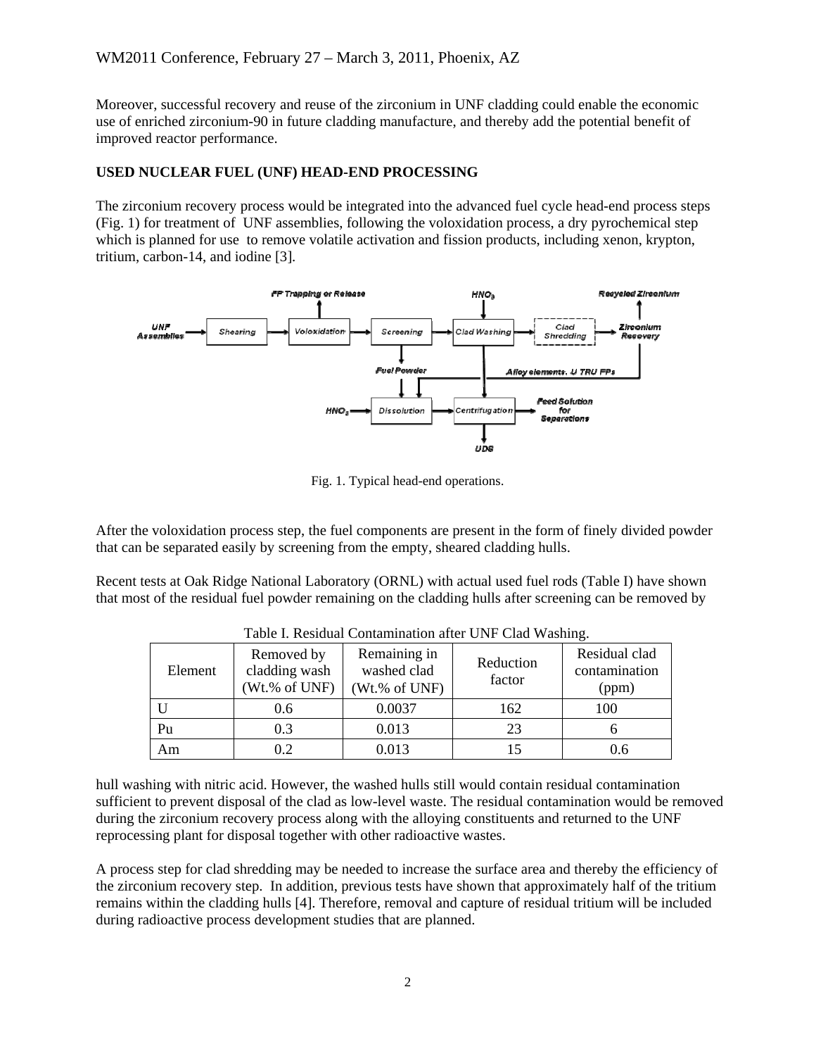Moreover, successful recovery and reuse of the zirconium in UNF cladding could enable the economic use of enriched zirconium-90 in future cladding manufacture, and thereby add the potential benefit of improved reactor performance.

**USED NUCLEAR FUEL (UNF) HEAD-END PROCESSING**

The zirconium recovery process would be integrated into the advanced fuel cycle head-end process steps (Fig. 1) for treatment of UNF assemblies, following the voloxidation process, a dry pyrochemical step which is planned for use to remove volatile activation and fission products, including xenon, krypton, tritium, carbon-14, and iodine [3].

FP Trapping or Release

$HNO_3$

Recycled Zirconium

UNF Assemblies

Shearing

Voloxidation

Screening

Clad Washing

Clad Shredding

Zirconium Recovery

Fuel Powder

Alloy elements, U TRU FPs

$HNO_3$

Dissolution

Centrifugation

Feed Solution for Separations

UDS

Fig. 1. Typical head-end operations.

After the voloxidation process step, the fuel components are present in the form of finely divided powder that can be separated easily by screening from the empty, sheared cladding hulls.

Recent tests at Oak Ridge National Laboratory (ORNL) with actual used fuel rods (Table I) have shown that most of the residual fuel powder remaining on the cladding hulls after screening can be removed by hull washing with nitric acid. However, the washed hulls still would contain residual contamination sufficient to prevent disposal of the clad as low-level waste. The residual contamination would be removed during the zirconium recovery process along with the alloying constituents and returned to the UNF reprocessing plant for disposal together with other radioactive wastes.

Table I. Residual Contamination after UNF Clad Washing.

| Element | Removed by cladding wash (Wt.% of UNF) | Remaining in washed clad (Wt.% of UNF) | Reduction factor | Residual clad contamination (ppm) |
|---|---|---|---|---|
| U | 0.6 | 0.0037 | 162 | 100 |
| Pu | 0.3 | 0.013 | 23 | 6 |
| Am | 0.2 | 0.013 | 15 | 0.6 |

A process step for clad shredding may be needed to increase the surface area and thereby the efficiency of the zirconium recovery step. In addition, previous tests have shown that approximately half of the tritium remains within the cladding hulls [4]. Therefore, removal and capture of residual tritium will be included during radioactive process development studies that are planned.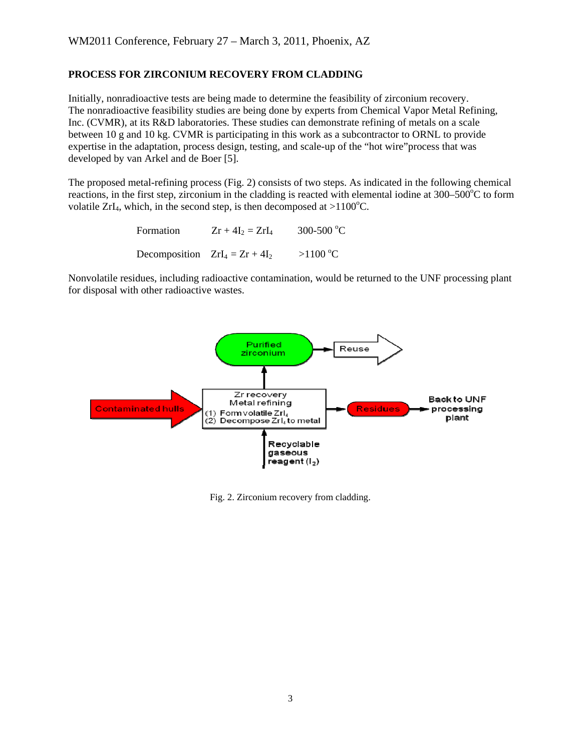## PROCESS FOR ZIRCONIUM RECOVERY FROM CLADDING

Initially, nonradioactive tests are being made to determine the feasibility of zirconium recovery. The nonradioactive feasibility studies are being done by experts from Chemical Vapor Metal Refining, Inc. (CVMR), at its R&D laboratories. These studies can demonstrate refining of metals on a scale between 10 g and 10 kg. CVMR is participating in this work as a subcontractor to ORNL to provide expertise in the adaptation, process design, testing, and scale-up of the "hot wire"process that was developed by van Arkel and de Boer [5].

The proposed metal-refining process (Fig. 2) consists of two steps. As indicated in the following chemical reactions, in the first step, zirconium in the cladding is reacted with elemental iodine at 300–500°C to form volatile $ZrI_4$, which, in the second step, is then decomposed at >1100°C.

| | | |
|---|---|---|
| Formation | $Zr + 4I_2 = ZrI_4$ | 300-500 °C |
| Decomposition | $ZrI_4 = Zr + 4I_2$ | >1100 °C |

Nonvolatile residues, including radioactive contamination, would be returned to the UNF processing plant for disposal with other radioactive wastes.

Purified zirconium

Reuse

Contaminated hulls

Zr recovery
Metal refining
(1) Form volatile $ZrI_4$
(2) Decompose $ZrI_4$ to metal

Residues

Back to UNF processing plant

Recyclable gaseous reagent ($I_2$)

Fig. 2. Zirconium recovery from cladding.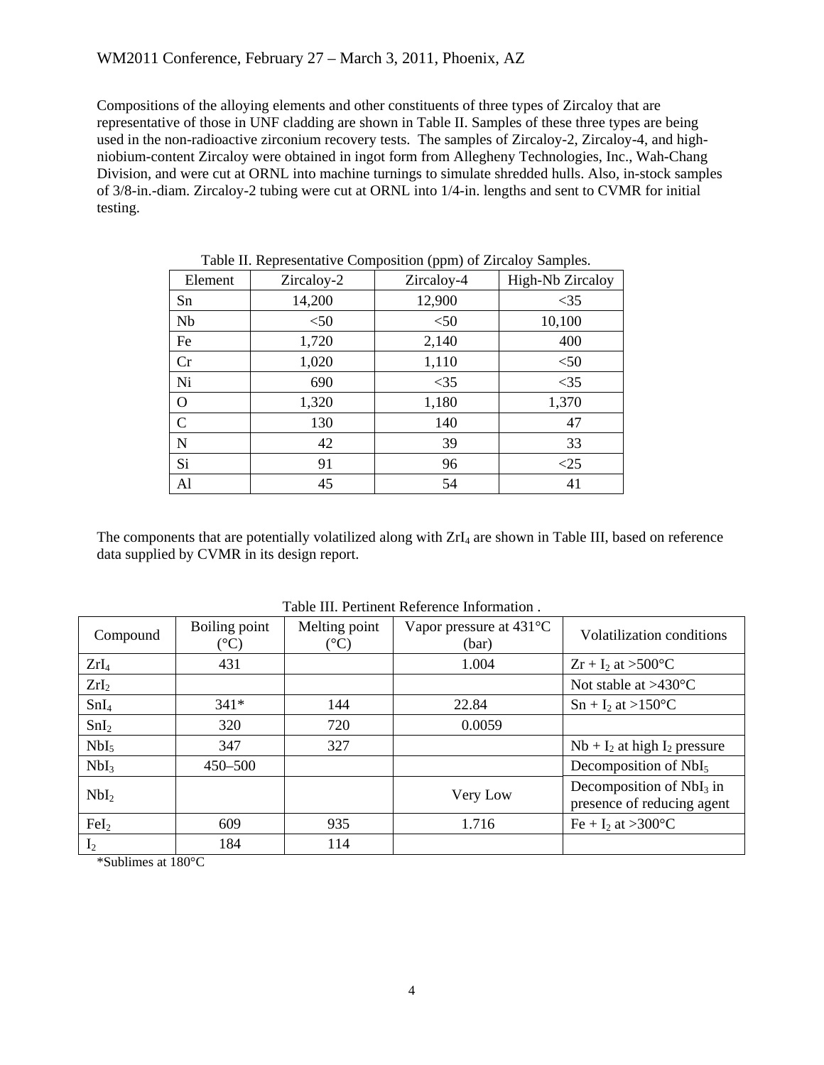Compositions of the alloying elements and other constituents of three types of Zircaloy that are representative of those in UNF cladding are shown in Table II. Samples of these three types are being used in the non-radioactive zirconium recovery tests. The samples of Zircaloy-2, Zircaloy-4, and high-niobium-content Zircaloy were obtained in ingot form from Allegheny Technologies, Inc., Wah-Chang Division, and were cut at ORNL into machine turnings to simulate shredded hulls. Also, in-stock samples of 3/8-in.-diam. Zircaloy-2 tubing were cut at ORNL into 1/4-in. lengths and sent to CVMR for initial testing.

Table II. Representative Composition (ppm) of Zircaloy Samples.

| Element | Zircaloy-2 | Zircaloy-4 | High-Nb Zircaloy |
|---|---|---|---|
| Sn | 14,200 | 12,900 | <35 |
| Nb | <50 | <50 | 10,100 |
| Fe | 1,720 | 2,140 | 400 |
| Cr | 1,020 | 1,110 | <50 |
| Ni | 690 | <35 | <35 |
| O | 1,320 | 1,180 | 1,370 |
| C | 130 | 140 | 47 |
| N | 42 | 39 | 33 |
| Si | 91 | 96 | <25 |
| Al | 45 | 54 | 41 |

The components that are potentially volatilized along with $ZrI_4$ are shown in Table III, based on reference data supplied by CVMR in its design report.

Table III. Pertinent Reference Information .

| Compound | Boiling point (°C) | Melting point (°C) | Vapor pressure at 431°C (bar) | Volatilization conditions |
|---|---|---|---|---|
| $ZrI_4$ | 431 | | 1.004 | $Zr + I_2$ at >500°C |
| $ZrI_2$ | | | | Not stable at >430°C |
| $SnI_4$ | 341* | 144 | 22.84 | $Sn + I_2$ at >150°C |
| $SnI_2$ | 320 | 720 | 0.0059 | |
| $NbI_5$ | 347 | 327 | | $Nb + I_2$ at high $I_2$ pressure |
| $NbI_3$ | 450–500 | | | Decomposition of $NbI_5$ |
| $NbI_2$ | | | Very Low | Decomposition of $NbI_3$ in presence of reducing agent |
| $FeI_2$ | 609 | 935 | 1.716 | $Fe + I_2$ at >300°C |
| $I_2$ | 184 | 114 | | |

*Sublimes at 180°C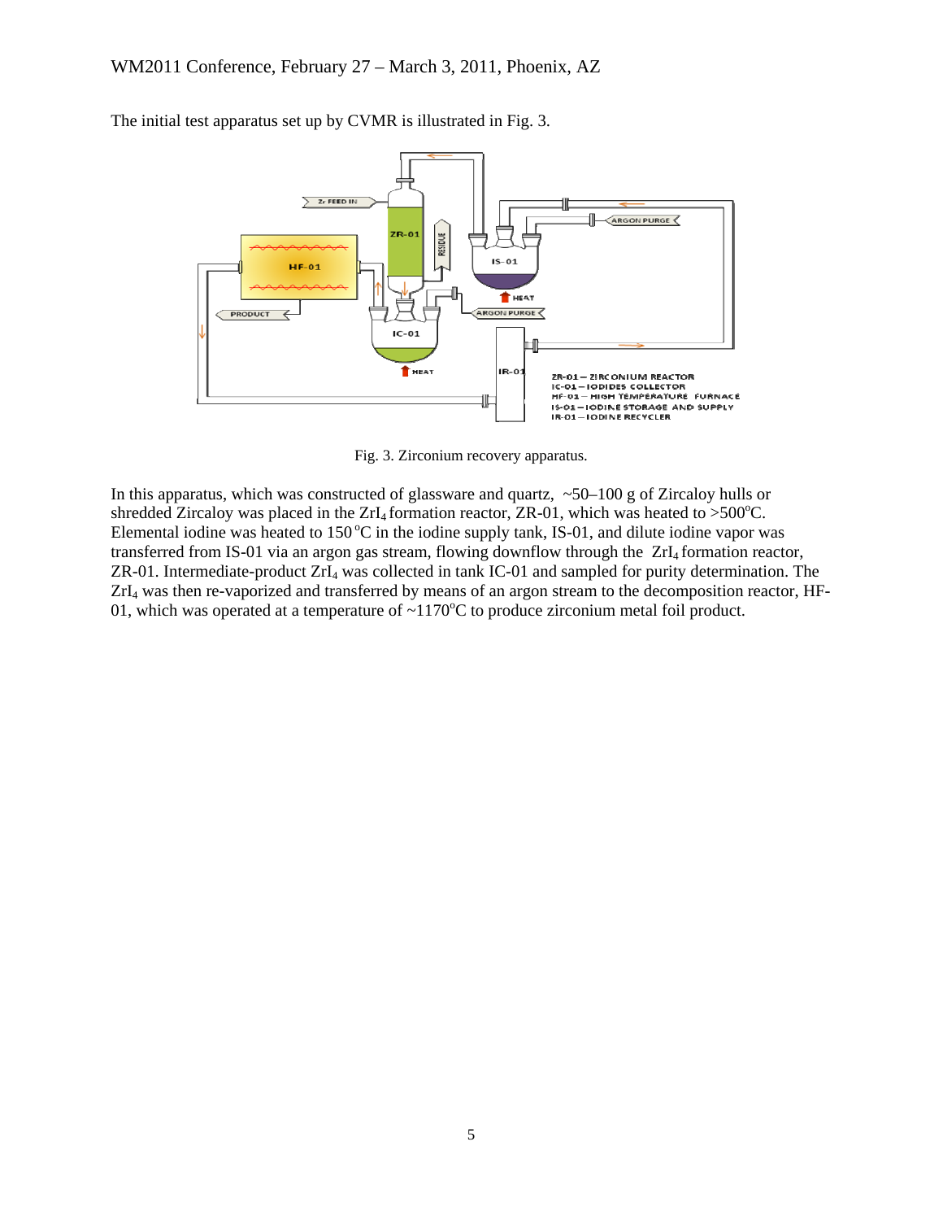The initial test apparatus set up by CVMR is illustrated in Fig. 3.

Zr FEED IN

ZR-01

RESIDUE

HF-01

PRODUCT

IC-01

HEAT

IS-01

HEAT

ARGON PURGE

ARGON PURGE

IR-01

ZR-01 – ZIRCONIUM REACTOR
IC-01 – IODIDES COLLECTOR
HF-01 – HIGH TEMPERATURE FURNACE
IS-01 – IODINE STORAGE AND SUPPLY
IR-01 – IODINE RECYCLER

Fig. 3. Zirconium recovery apparatus.

In this apparatus, which was constructed of glassware and quartz, ~50–100 g of Zircaloy hulls or shredded Zircaloy was placed in the $ZrI_4$ formation reactor, ZR-01, which was heated to >500°C. Elemental iodine was heated to 150 °C in the iodine supply tank, IS-01, and dilute iodine vapor was transferred from IS-01 via an argon gas stream, flowing downflow through the $ZrI_4$ formation reactor, ZR-01. Intermediate-product $ZrI_4$ was collected in tank IC-01 and sampled for purity determination. The $ZrI_4$ was then re-vaporized and transferred by means of an argon stream to the decomposition reactor, HF-01, which was operated at a temperature of ~1170°C to produce zirconium metal foil product.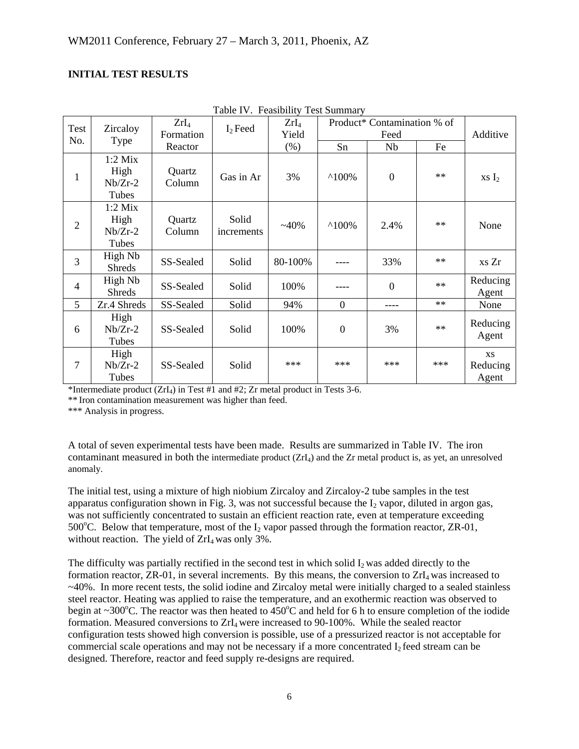## INITIAL TEST RESULTS

Table IV. Feasibility Test Summary

| Test No. | Zircaloy Type | $ZrI_4$ Formation Reactor | $I_2$ Feed | $ZrI_4$ Yield (%) | Product* Contamination % of Feed | | | Additive |
|---|---|---|---|---|---|---|---|---|
| | | | | | Sn | Nb | Fe | |
| 1 | 1:2 Mix High Nb/Zr-2 Tubes | Quartz Column | Gas in Ar | 3% | ^100% | 0 | ** | xs $I_2$ |
| 2 | 1:2 Mix High Nb/Zr-2 Tubes | Quartz Column | Solid increments | ~40% | ^100% | 2.4% | ** | None |
| 3 | High Nb Shreds | SS-Sealed | Solid | 80-100% | ---- | 33% | ** | xs Zr |
| 4 | High Nb Shreds | SS-Sealed | Solid | 100% | ---- | 0 | ** | Reducing Agent |
| 5 | Zr.4 Shreds | SS-Sealed | Solid | 94% | 0 | ---- | ** | None |
| 6 | High Nb/Zr-2 Tubes | SS-Sealed | Solid | 100% | 0 | 3% | ** | Reducing Agent |
| 7 | High Nb/Zr-2 Tubes | SS-Sealed | Solid | *** | *** | *** | *** | xs Reducing Agent |

*Intermediate product ($ZrI_4$) in Test #1 and #2; Zr metal product in Tests 3-6.

** Iron contamination measurement was higher than feed.

*** Analysis in progress.

A total of seven experimental tests have been made. Results are summarized in Table IV. The iron contaminant measured in both the intermediate product ($ZrI_4$) and the Zr metal product is, as yet, an unresolved anomaly.

The initial test, using a mixture of high niobium Zircaloy and Zircaloy-2 tube samples in the test apparatus configuration shown in Fig. 3, was not successful because the $I_2$ vapor, diluted in argon gas, was not sufficiently concentrated to sustain an efficient reaction rate, even at temperature exceeding 500$^oC$. Below that temperature, most of the $I_2$ vapor passed through the formation reactor, ZR-01, without reaction. The yield of $ZrI_4$ was only 3%.

The difficulty was partially rectified in the second test in which solid $I_2$ was added directly to the formation reactor, ZR-01, in several increments. By this means, the conversion to $ZrI_4$ was increased to ~40%. In more recent tests, the solid iodine and Zircaloy metal were initially charged to a sealed stainless steel reactor. Heating was applied to raise the temperature, and an exothermic reaction was observed to begin at ~300$^oC$. The reactor was then heated to 450$^oC$ and held for 6 h to ensure completion of the iodide formation. Measured conversions to $ZrI_4$ were increased to 90-100%. While the sealed reactor configuration tests showed high conversion is possible, use of a pressurized reactor is not acceptable for commercial scale operations and may not be necessary if a more concentrated $I_2$ feed stream can be designed. Therefore, reactor and feed supply re-designs are required.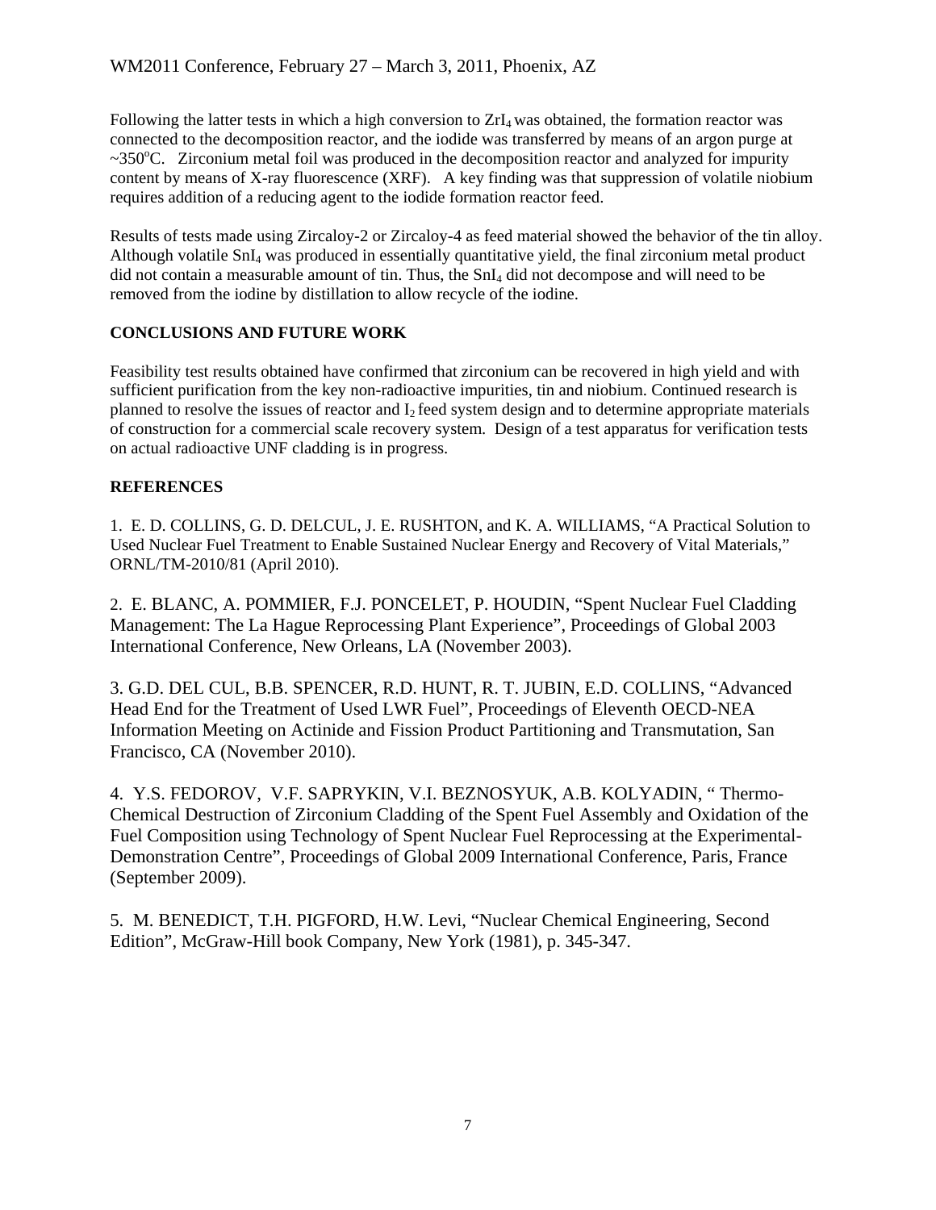Following the latter tests in which a high conversion to $ZrI_4$ was obtained, the formation reactor was connected to the decomposition reactor, and the iodide was transferred by means of an argon purge at ~350°C. Zirconium metal foil was produced in the decomposition reactor and analyzed for impurity content by means of X-ray fluorescence (XRF). A key finding was that suppression of volatile niobium requires addition of a reducing agent to the iodide formation reactor feed.

Results of tests made using Zircaloy-2 or Zircaloy-4 as feed material showed the behavior of the tin alloy. Although volatile $SnI_4$ was produced in essentially quantitative yield, the final zirconium metal product did not contain a measurable amount of tin. Thus, the $SnI_4$ did not decompose and will need to be removed from the iodine by distillation to allow recycle of the iodine.

## CONCLUSIONS AND FUTURE WORK

Feasibility test results obtained have confirmed that zirconium can be recovered in high yield and with sufficient purification from the key non-radioactive impurities, tin and niobium. Continued research is planned to resolve the issues of reactor and $I_2$ feed system design and to determine appropriate materials of construction for a commercial scale recovery system. Design of a test apparatus for verification tests on actual radioactive UNF cladding is in progress.

## REFERENCES

1. E. D. COLLINS, G. D. DELCUL, J. E. RUSHTON, and K. A. WILLIAMS, "A Practical Solution to Used Nuclear Fuel Treatment to Enable Sustained Nuclear Energy and Recovery of Vital Materials," ORNL/TM-2010/81 (April 2010).

2. E. BLANC, A. POMMIER, F.J. PONCELET, P. HOUDIN, "Spent Nuclear Fuel Cladding Management: The La Hague Reprocessing Plant Experience", Proceedings of Global 2003 International Conference, New Orleans, LA (November 2003).

3. G.D. DEL CUL, B.B. SPENCER, R.D. HUNT, R. T. JUBIN, E.D. COLLINS, "Advanced Head End for the Treatment of Used LWR Fuel", Proceedings of Eleventh OECD-NEA Information Meeting on Actinide and Fission Product Partitioning and Transmutation, San Francisco, CA (November 2010).

4. Y.S. FEDOROV, V.F. SAPRYKIN, V.I. BEZNOSYUK, A.B. KOLYADIN, " Thermo-Chemical Destruction of Zirconium Cladding of the Spent Fuel Assembly and Oxidation of the Fuel Composition using Technology of Spent Nuclear Fuel Reprocessing at the Experimental-Demonstration Centre", Proceedings of Global 2009 International Conference, Paris, France (September 2009).

5. M. BENEDICT, T.H. PIGFORD, H.W. Levi, "Nuclear Chemical Engineering, Second Edition", McGraw-Hill book Company, New York (1981), p. 345-347.